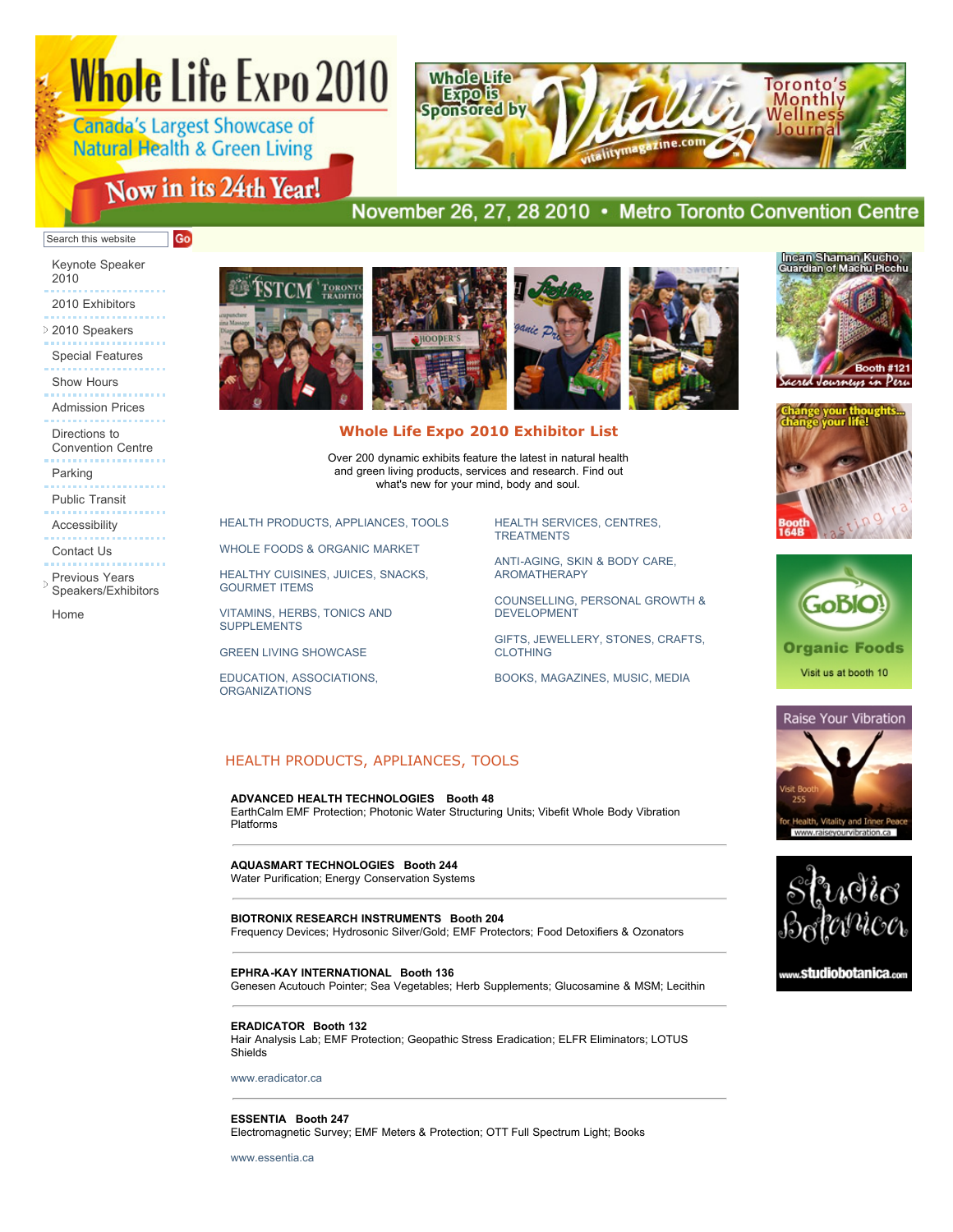# Whole Life Expo 2010

Canada's Largest Showcase of Natural Health & Green Living

Now in its 24th Year!

Whole Life Expo is Sponsored by Vitality — Toronto's Monthly Wellness Journal — vitalitymagazine.com

November 26, 27, 28 2010 • Metro Toronto Convention Centre

Search this website Go

- Keynote Speaker 2010
- 2010 Exhibitors
- 2010 Speakers
- Special Features
- Show Hours
- Admission Prices
- Directions to Convention Centre
- Parking
- Public Transit
- Accessibility
- Contact Us
- Previous Years Speakers/Exhibitors
- Home

## Whole Life Expo 2010 Exhibitor List

Over 200 dynamic exhibits feature the latest in natural health and green living products, services and research. Find out what's new for your mind, body and soul.

- HEALTH PRODUCTS, APPLIANCES, TOOLS
- WHOLE FOODS & ORGANIC MARKET
- HEALTHY CUISINES, JUICES, SNACKS, GOURMET ITEMS
- VITAMINS, HERBS, TONICS AND SUPPLEMENTS
- GREEN LIVING SHOWCASE
- EDUCATION, ASSOCIATIONS, ORGANIZATIONS
- HEALTH SERVICES, CENTRES, TREATMENTS
- ANTI-AGING, SKIN & BODY CARE, AROMATHERAPY
- COUNSELLING, PERSONAL GROWTH & DEVELOPMENT
- GIFTS, JEWELLERY, STONES, CRAFTS, CLOTHING
- BOOKS, MAGAZINES, MUSIC, MEDIA

## HEALTH PRODUCTS, APPLIANCES, TOOLS

**ADVANCED HEALTH TECHNOLOGIES Booth 48**
EarthCalm EMF Protection; Photonic Water Structuring Units; Vibefit Whole Body Vibration Platforms

---

**AQUASMART TECHNOLOGIES Booth 244**
Water Purification; Energy Conservation Systems

---

**BIOTRONIX RESEARCH INSTRUMENTS Booth 204**
Frequency Devices; Hydrosonic Silver/Gold; EMF Protectors; Food Detoxifiers & Ozonators

---

**EPHRA-KAY INTERNATIONAL Booth 136**
Genesen Acutouch Pointer; Sea Vegetables; Herb Supplements; Glucosamine & MSM; Lecithin

---

**ERADICATOR Booth 132**
Hair Analysis Lab; EMF Protection; Geopathic Stress Eradication; ELFR Eliminators; LOTUS Shields

www.eradicator.ca

---

**ESSENTIA Booth 247**
Electromagnetic Survey; EMF Meters & Protection; OTT Full Spectrum Light; Books

www.essentia.ca

Incan Shaman Kucho, Guardian of Machu Picchu — Booth #121 — Sacred Journeys in Peru

Change your thoughts... change your life! — Booth 164B

GoBIO! Organic Foods — Visit us at booth 10

Raise Your Vibration — Visit Booth 255 — for Health, Vitality and Inner Peace — www.raiseyourvibration.ca

Studio Botanica — www.studiobotanica.com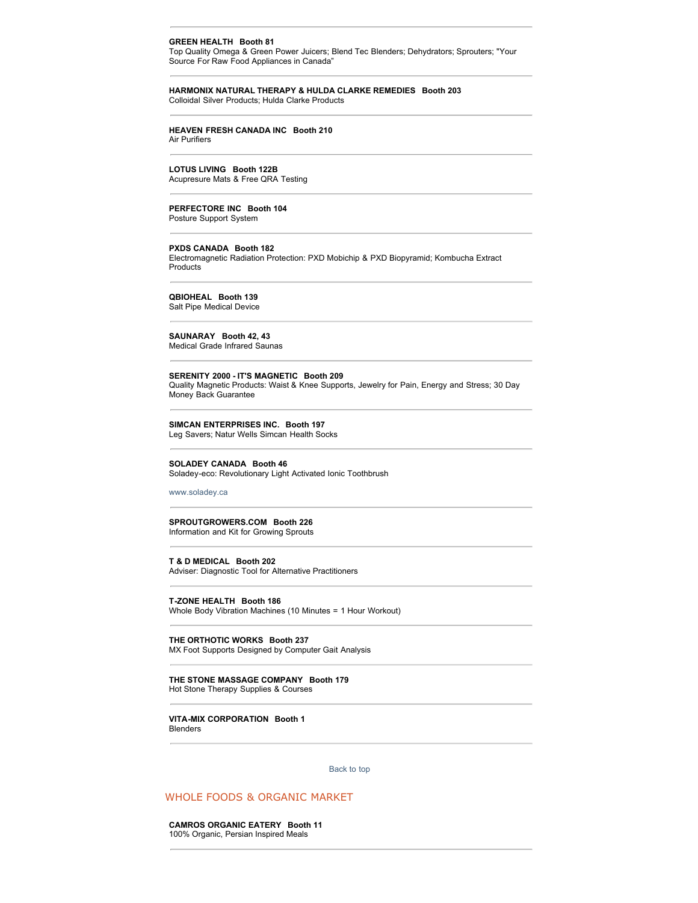---

**GREEN HEALTH   Booth 81**
Top Quality Omega & Green Power Juicers; Blend Tec Blenders; Dehydrators; Sprouters; "Your Source For Raw Food Appliances in Canada"

---

**HARMONIX NATURAL THERAPY & HULDA CLARKE REMEDIES   Booth 203**
Colloidal Silver Products; Hulda Clarke Products

---

**HEAVEN FRESH CANADA INC   Booth 210**
Air Purifiers

---

**LOTUS LIVING   Booth 122B**
Acupresure Mats & Free QRA Testing

---

**PERFECTORE INC   Booth 104**
Posture Support System

---

**PXDS CANADA   Booth 182**
Electromagnetic Radiation Protection: PXD Mobichip & PXD Biopyramid; Kombucha Extract Products

---

**QBIOHEAL   Booth 139**
Salt Pipe Medical Device

---

**SAUNARAY   Booth 42, 43**
Medical Grade Infrared Saunas

---

**SERENITY 2000 - IT'S MAGNETIC   Booth 209**
Quality Magnetic Products: Waist & Knee Supports, Jewelry for Pain, Energy and Stress; 30 Day Money Back Guarantee

---

**SIMCAN ENTERPRISES INC.   Booth 197**
Leg Savers; Natur Wells Simcan Health Socks

---

**SOLADEY CANADA   Booth 46**
Soladey-eco: Revolutionary Light Activated Ionic Toothbrush

www.soladey.ca

---

**SPROUTGROWERS.COM   Booth 226**
Information and Kit for Growing Sprouts

---

**T & D MEDICAL   Booth 202**
Adviser: Diagnostic Tool for Alternative Practitioners

---

**T-ZONE HEALTH   Booth 186**
Whole Body Vibration Machines (10 Minutes = 1 Hour Workout)

---

**THE ORTHOTIC WORKS   Booth 237**
MX Foot Supports Designed by Computer Gait Analysis

---

**THE STONE MASSAGE COMPANY   Booth 179**
Hot Stone Therapy Supplies & Courses

---

**VITA-MIX CORPORATION   Booth 1**
Blenders

---

Back to top

## WHOLE FOODS & ORGANIC MARKET

**CAMROS ORGANIC EATERY   Booth 11**
100% Organic, Persian Inspired Meals

---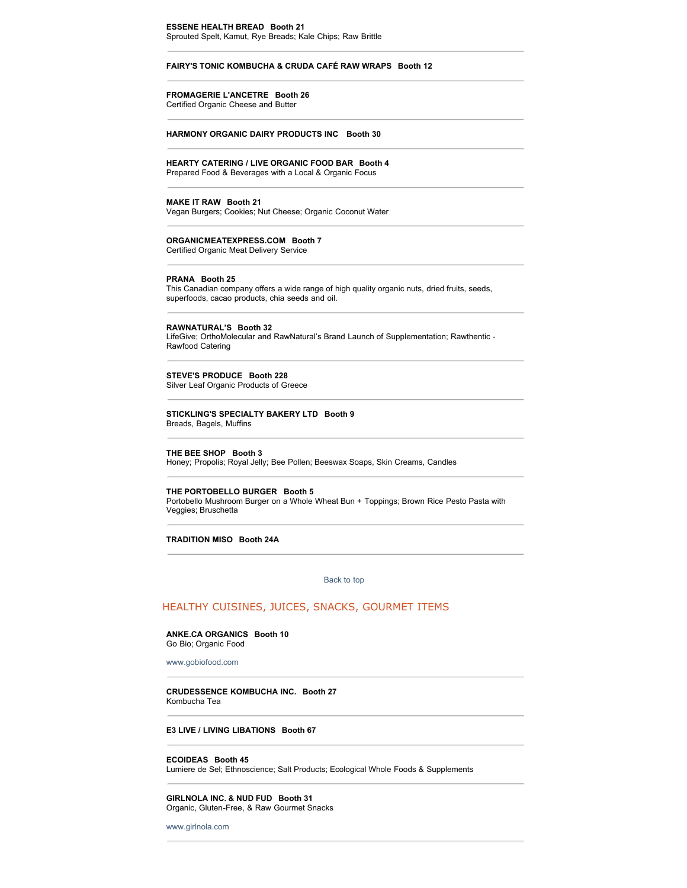**ESSENE HEALTH BREAD Booth 21**
Sprouted Spelt, Kamut, Rye Breads; Kale Chips; Raw Brittle

---

**FAIRY'S TONIC KOMBUCHA & CRUDA CAFÉ RAW WRAPS Booth 12**

---

**FROMAGERIE L'ANCETRE Booth 26**
Certified Organic Cheese and Butter

---

**HARMONY ORGANIC DAIRY PRODUCTS INC Booth 30**

---

**HEARTY CATERING / LIVE ORGANIC FOOD BAR Booth 4**
Prepared Food & Beverages with a Local & Organic Focus

---

**MAKE IT RAW Booth 21**
Vegan Burgers; Cookies; Nut Cheese; Organic Coconut Water

---

**ORGANICMEATEXPRESS.COM Booth 7**
Certified Organic Meat Delivery Service

---

**PRANA Booth 25**
This Canadian company offers a wide range of high quality organic nuts, dried fruits, seeds, superfoods, cacao products, chia seeds and oil.

---

**RAWNATURAL'S Booth 32**
LifeGive; OrthoMolecular and RawNatural's Brand Launch of Supplementation; Rawthentic - Rawfood Catering

---

**STEVE'S PRODUCE Booth 228**
Silver Leaf Organic Products of Greece

---

**STICKLING'S SPECIALTY BAKERY LTD Booth 9**
Breads, Bagels, Muffins

---

**THE BEE SHOP Booth 3**
Honey; Propolis; Royal Jelly; Bee Pollen; Beeswax Soaps, Skin Creams, Candles

---

**THE PORTOBELLO BURGER Booth 5**
Portobello Mushroom Burger on a Whole Wheat Bun + Toppings; Brown Rice Pesto Pasta with Veggies; Bruschetta

---

**TRADITION MISO Booth 24A**

---

Back to top

## HEALTHY CUISINES, JUICES, SNACKS, GOURMET ITEMS

**ANKE.CA ORGANICS Booth 10**
Go Bio; Organic Food

www.gobiofood.com

---

**CRUDESSENCE KOMBUCHA INC. Booth 27**
Kombucha Tea

---

**E3 LIVE / LIVING LIBATIONS Booth 67**

---

**ECOIDEAS Booth 45**
Lumiere de Sel; Ethnoscience; Salt Products; Ecological Whole Foods & Supplements

---

**GIRLNOLA INC. & NUD FUD Booth 31**
Organic, Gluten-Free, & Raw Gourmet Snacks

www.girlnola.com

---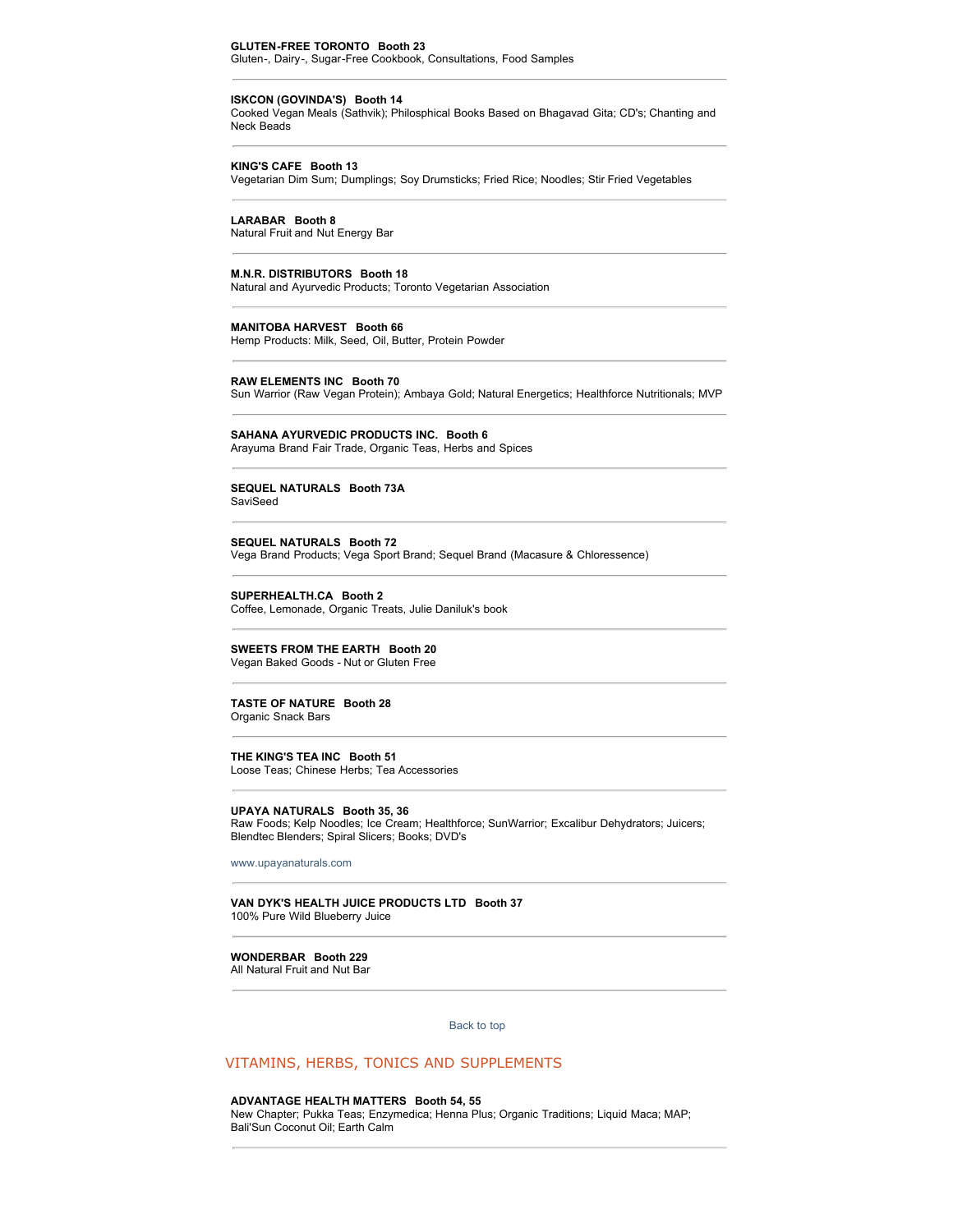**GLUTEN-FREE TORONTO   Booth 23**
Gluten-, Dairy-, Sugar-Free Cookbook, Consultations, Food Samples

---

**ISKCON (GOVINDA'S)   Booth 14**
Cooked Vegan Meals (Sathvik); Philosphical Books Based on Bhagavad Gita; CD's; Chanting and Neck Beads

---

**KING'S CAFE   Booth 13**
Vegetarian Dim Sum; Dumplings; Soy Drumsticks; Fried Rice; Noodles; Stir Fried Vegetables

---

**LARABAR   Booth 8**
Natural Fruit and Nut Energy Bar

---

**M.N.R. DISTRIBUTORS   Booth 18**
Natural and Ayurvedic Products; Toronto Vegetarian Association

---

**MANITOBA HARVEST   Booth 66**
Hemp Products: Milk, Seed, Oil, Butter, Protein Powder

---

**RAW ELEMENTS INC   Booth 70**
Sun Warrior (Raw Vegan Protein); Ambaya Gold; Natural Energetics; Healthforce Nutritionals; MVP

---

**SAHANA AYURVEDIC PRODUCTS INC.   Booth 6**
Arayuma Brand Fair Trade, Organic Teas, Herbs and Spices

---

**SEQUEL NATURALS   Booth 73A**
SaviSeed

---

**SEQUEL NATURALS   Booth 72**
Vega Brand Products; Vega Sport Brand; Sequel Brand (Macasure & Chloressence)

---

**SUPERHEALTH.CA   Booth 2**
Coffee, Lemonade, Organic Treats, Julie Daniluk's book

---

**SWEETS FROM THE EARTH   Booth 20**
Vegan Baked Goods - Nut or Gluten Free

---

**TASTE OF NATURE   Booth 28**
Organic Snack Bars

---

**THE KING'S TEA INC   Booth 51**
Loose Teas; Chinese Herbs; Tea Accessories

---

**UPAYA NATURALS   Booth 35, 36**
Raw Foods; Kelp Noodles; Ice Cream; Healthforce; SunWarrior; Excalibur Dehydrators; Juicers; Blendtec Blenders; Spiral Slicers; Books; DVD's

www.upayanaturals.com

---

**VAN DYK'S HEALTH JUICE PRODUCTS LTD   Booth 37**
100% Pure Wild Blueberry Juice

---

**WONDERBAR   Booth 229**
All Natural Fruit and Nut Bar

---

Back to top

## VITAMINS, HERBS, TONICS AND SUPPLEMENTS

**ADVANTAGE HEALTH MATTERS   Booth 54, 55**
New Chapter; Pukka Teas; Enzymedica; Henna Plus; Organic Traditions; Liquid Maca; MAP; Bali'Sun Coconut Oil; Earth Calm

---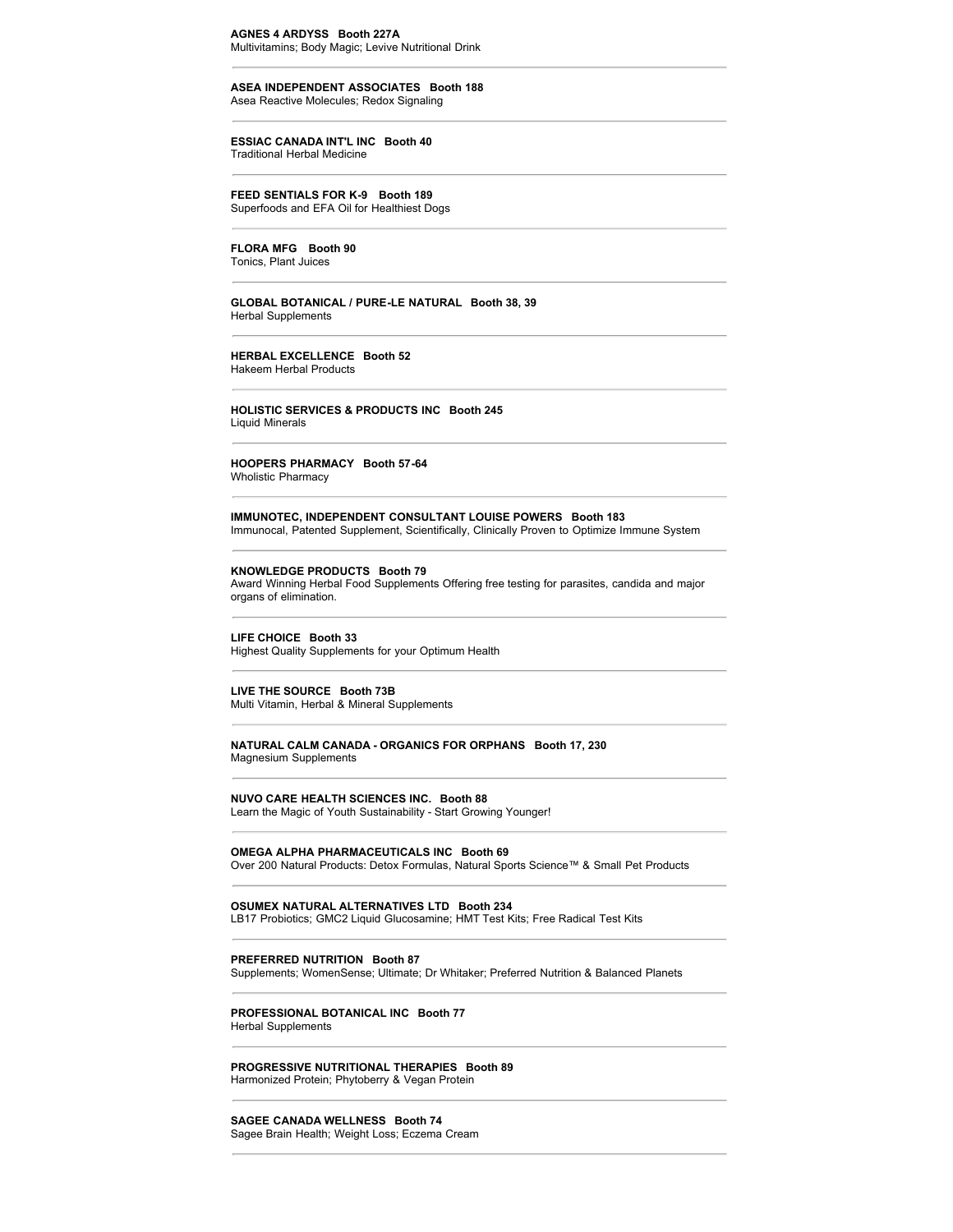**AGNES 4 ARDYSS Booth 227A**
Multivitamins; Body Magic; Levive Nutritional Drink

---

**ASEA INDEPENDENT ASSOCIATES Booth 188**
Asea Reactive Molecules; Redox Signaling

---

**ESSIAC CANADA INT'L INC Booth 40**
Traditional Herbal Medicine

---

**FEED SENTIALS FOR K-9 Booth 189**
Superfoods and EFA Oil for Healthiest Dogs

---

**FLORA MFG Booth 90**
Tonics, Plant Juices

---

**GLOBAL BOTANICAL / PURE-LE NATURAL Booth 38, 39**
Herbal Supplements

---

**HERBAL EXCELLENCE Booth 52**
Hakeem Herbal Products

---

**HOLISTIC SERVICES & PRODUCTS INC Booth 245**
Liquid Minerals

---

**HOOPERS PHARMACY Booth 57-64**
Wholistic Pharmacy

---

**IMMUNOTEC, INDEPENDENT CONSULTANT LOUISE POWERS Booth 183**
Immunocal, Patented Supplement, Scientifically, Clinically Proven to Optimize Immune System

---

**KNOWLEDGE PRODUCTS Booth 79**
Award Winning Herbal Food Supplements Offering free testing for parasites, candida and major organs of elimination.

---

**LIFE CHOICE Booth 33**
Highest Quality Supplements for your Optimum Health

---

**LIVE THE SOURCE Booth 73B**
Multi Vitamin, Herbal & Mineral Supplements

---

**NATURAL CALM CANADA - ORGANICS FOR ORPHANS Booth 17, 230**
Magnesium Supplements

---

**NUVO CARE HEALTH SCIENCES INC. Booth 88**
Learn the Magic of Youth Sustainability - Start Growing Younger!

---

**OMEGA ALPHA PHARMACEUTICALS INC Booth 69**
Over 200 Natural Products: Detox Formulas, Natural Sports Science™ & Small Pet Products

---

**OSUMEX NATURAL ALTERNATIVES LTD Booth 234**
LB17 Probiotics; GMC2 Liquid Glucosamine; HMT Test Kits; Free Radical Test Kits

---

**PREFERRED NUTRITION Booth 87**
Supplements; WomenSense; Ultimate; Dr Whitaker; Preferred Nutrition & Balanced Planets

---

**PROFESSIONAL BOTANICAL INC Booth 77**
Herbal Supplements

---

**PROGRESSIVE NUTRITIONAL THERAPIES Booth 89**
Harmonized Protein; Phytoberry & Vegan Protein

---

**SAGEE CANADA WELLNESS Booth 74**
Sagee Brain Health; Weight Loss; Eczema Cream

---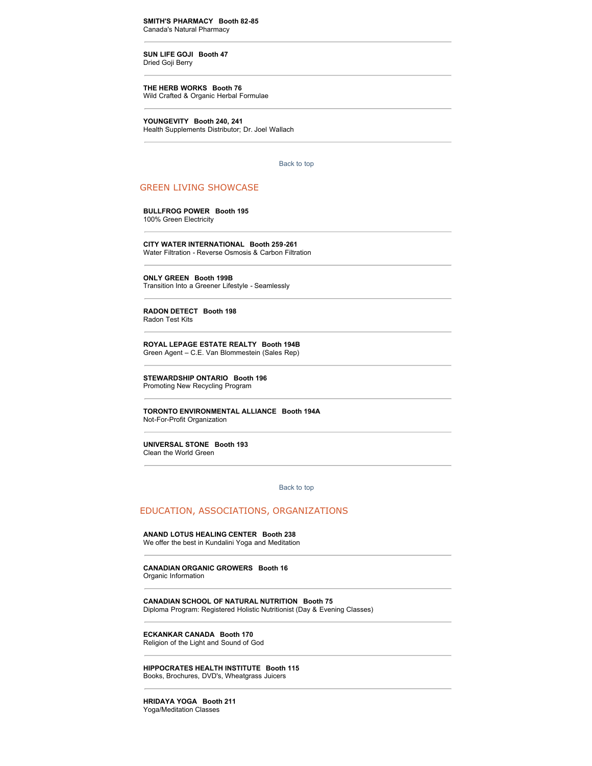**SMITH'S PHARMACY Booth 82-85**
Canada's Natural Pharmacy

---

**SUN LIFE GOJI Booth 47**
Dried Goji Berry

---

**THE HERB WORKS Booth 76**
Wild Crafted & Organic Herbal Formulae

---

**YOUNGEVITY Booth 240, 241**
Health Supplements Distributor; Dr. Joel Wallach

---

Back to top

## GREEN LIVING SHOWCASE

**BULLFROG POWER Booth 195**
100% Green Electricity

---

**CITY WATER INTERNATIONAL Booth 259-261**
Water Filtration - Reverse Osmosis & Carbon Filtration

---

**ONLY GREEN Booth 199B**
Transition Into a Greener Lifestyle - Seamlessly

---

**RADON DETECT Booth 198**
Radon Test Kits

---

**ROYAL LEPAGE ESTATE REALTY Booth 194B**
Green Agent – C.E. Van Blommestein (Sales Rep)

---

**STEWARDSHIP ONTARIO Booth 196**
Promoting New Recycling Program

---

**TORONTO ENVIRONMENTAL ALLIANCE Booth 194A**
Not-For-Profit Organization

---

**UNIVERSAL STONE Booth 193**
Clean the World Green

---

Back to top

## EDUCATION, ASSOCIATIONS, ORGANIZATIONS

**ANAND LOTUS HEALING CENTER Booth 238**
We offer the best in Kundalini Yoga and Meditation

---

**CANADIAN ORGANIC GROWERS Booth 16**
Organic Information

---

**CANADIAN SCHOOL OF NATURAL NUTRITION Booth 75**
Diploma Program: Registered Holistic Nutritionist (Day & Evening Classes)

---

**ECKANKAR CANADA Booth 170**
Religion of the Light and Sound of God

---

**HIPPOCRATES HEALTH INSTITUTE Booth 115**
Books, Brochures, DVD's, Wheatgrass Juicers

---

**HRIDAYA YOGA Booth 211**
Yoga/Meditation Classes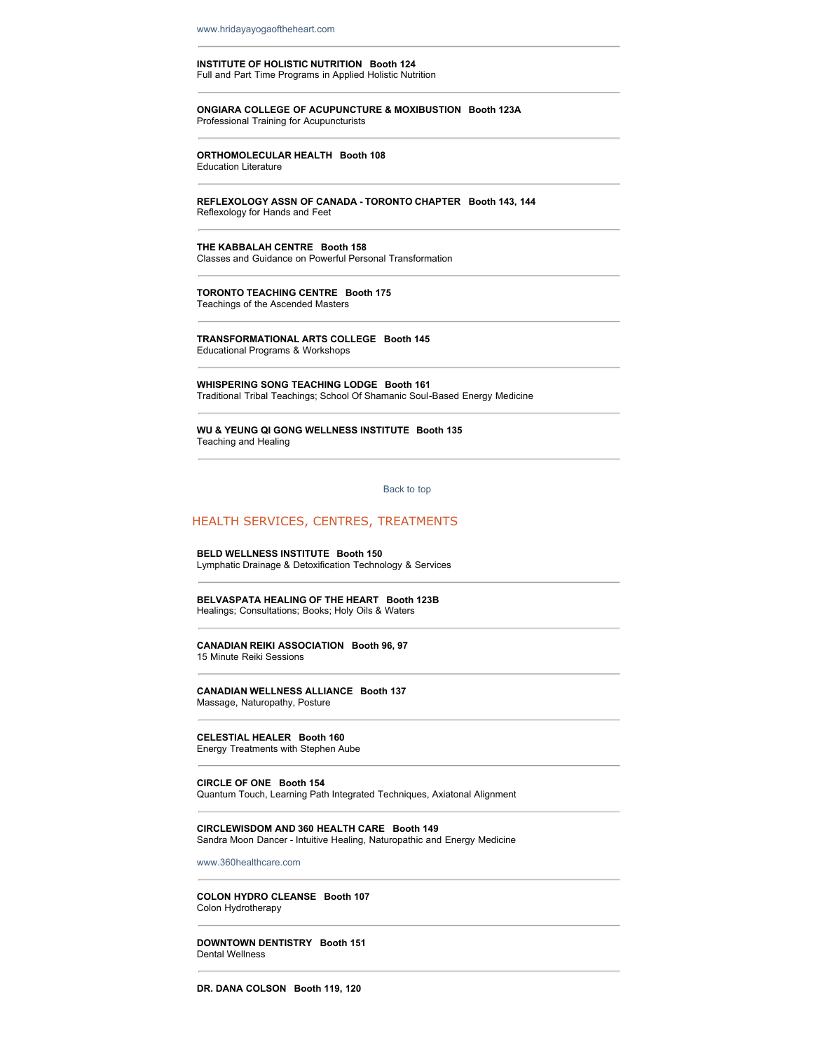www.hridayayogaoftheheart.com

---

**INSTITUTE OF HOLISTIC NUTRITION   Booth 124**
Full and Part Time Programs in Applied Holistic Nutrition

---

**ONGIARA COLLEGE OF ACUPUNCTURE & MOXIBUSTION   Booth 123A**
Professional Training for Acupuncturists

---

**ORTHOMOLECULAR HEALTH   Booth 108**
Education Literature

---

**REFLEXOLOGY ASSN OF CANADA - TORONTO CHAPTER   Booth 143, 144**
Reflexology for Hands and Feet

---

**THE KABBALAH CENTRE   Booth 158**
Classes and Guidance on Powerful Personal Transformation

---

**TORONTO TEACHING CENTRE   Booth 175**
Teachings of the Ascended Masters

---

**TRANSFORMATIONAL ARTS COLLEGE   Booth 145**
Educational Programs & Workshops

---

**WHISPERING SONG TEACHING LODGE   Booth 161**
Traditional Tribal Teachings; School Of Shamanic Soul-Based Energy Medicine

---

**WU & YEUNG QI GONG WELLNESS INSTITUTE   Booth 135**
Teaching and Healing

---

Back to top

## HEALTH SERVICES, CENTRES, TREATMENTS

**BELD WELLNESS INSTITUTE   Booth 150**
Lymphatic Drainage & Detoxification Technology & Services

---

**BELVASPATA HEALING OF THE HEART   Booth 123B**
Healings; Consultations; Books; Holy Oils & Waters

---

**CANADIAN REIKI ASSOCIATION   Booth 96, 97**
15 Minute Reiki Sessions

---

**CANADIAN WELLNESS ALLIANCE   Booth 137**
Massage, Naturopathy, Posture

---

**CELESTIAL HEALER   Booth 160**
Energy Treatments with Stephen Aube

---

**CIRCLE OF ONE   Booth 154**
Quantum Touch, Learning Path Integrated Techniques, Axiatonal Alignment

---

**CIRCLEWISDOM AND 360 HEALTH CARE   Booth 149**
Sandra Moon Dancer - Intuitive Healing, Naturopathic and Energy Medicine

www.360healthcare.com

---

**COLON HYDRO CLEANSE   Booth 107**
Colon Hydrotherapy

---

**DOWNTOWN DENTISTRY   Booth 151**
Dental Wellness

---

**DR. DANA COLSON   Booth 119, 120**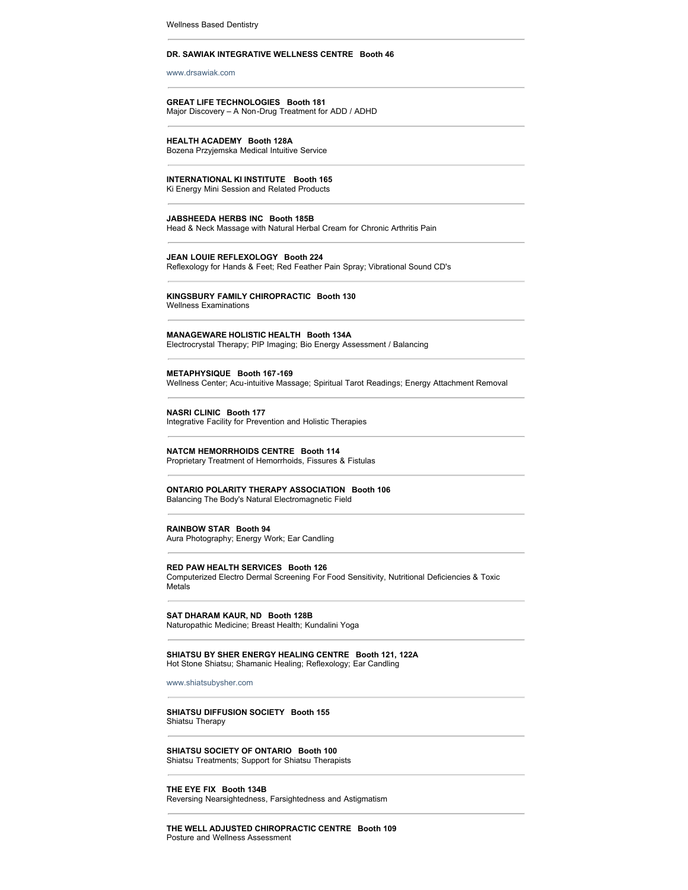Wellness Based Dentistry

---

**DR. SAWIAK INTEGRATIVE WELLNESS CENTRE Booth 46**

www.drsawiak.com

---

**GREAT LIFE TECHNOLOGIES Booth 181**
Major Discovery – A Non-Drug Treatment for ADD / ADHD

---

**HEALTH ACADEMY Booth 128A**
Bozena Przyjemska Medical Intuitive Service

---

**INTERNATIONAL KI INSTITUTE Booth 165**
Ki Energy Mini Session and Related Products

---

**JABSHEEDA HERBS INC Booth 185B**
Head & Neck Massage with Natural Herbal Cream for Chronic Arthritis Pain

---

**JEAN LOUIE REFLEXOLOGY Booth 224**
Reflexology for Hands & Feet; Red Feather Pain Spray; Vibrational Sound CD's

---

**KINGSBURY FAMILY CHIROPRACTIC Booth 130**
Wellness Examinations

---

**MANAGEWARE HOLISTIC HEALTH Booth 134A**
Electrocrystal Therapy; PIP Imaging; Bio Energy Assessment / Balancing

---

**METAPHYSIQUE Booth 167-169**
Wellness Center; Acu-intuitive Massage; Spiritual Tarot Readings; Energy Attachment Removal

---

**NASRI CLINIC Booth 177**
Integrative Facility for Prevention and Holistic Therapies

---

**NATCM HEMORRHOIDS CENTRE Booth 114**
Proprietary Treatment of Hemorrhoids, Fissures & Fistulas

---

**ONTARIO POLARITY THERAPY ASSOCIATION Booth 106**
Balancing The Body's Natural Electromagnetic Field

---

**RAINBOW STAR Booth 94**
Aura Photography; Energy Work; Ear Candling

---

**RED PAW HEALTH SERVICES Booth 126**
Computerized Electro Dermal Screening For Food Sensitivity, Nutritional Deficiencies & Toxic Metals

---

**SAT DHARAM KAUR, ND Booth 128B**
Naturopathic Medicine; Breast Health; Kundalini Yoga

---

**SHIATSU BY SHER ENERGY HEALING CENTRE Booth 121, 122A**
Hot Stone Shiatsu; Shamanic Healing; Reflexology; Ear Candling

www.shiatsubysher.com

---

**SHIATSU DIFFUSION SOCIETY Booth 155**
Shiatsu Therapy

---

**SHIATSU SOCIETY OF ONTARIO Booth 100**
Shiatsu Treatments; Support for Shiatsu Therapists

---

**THE EYE FIX Booth 134B**
Reversing Nearsightedness, Farsightedness and Astigmatism

---

**THE WELL ADJUSTED CHIROPRACTIC CENTRE Booth 109**
Posture and Wellness Assessment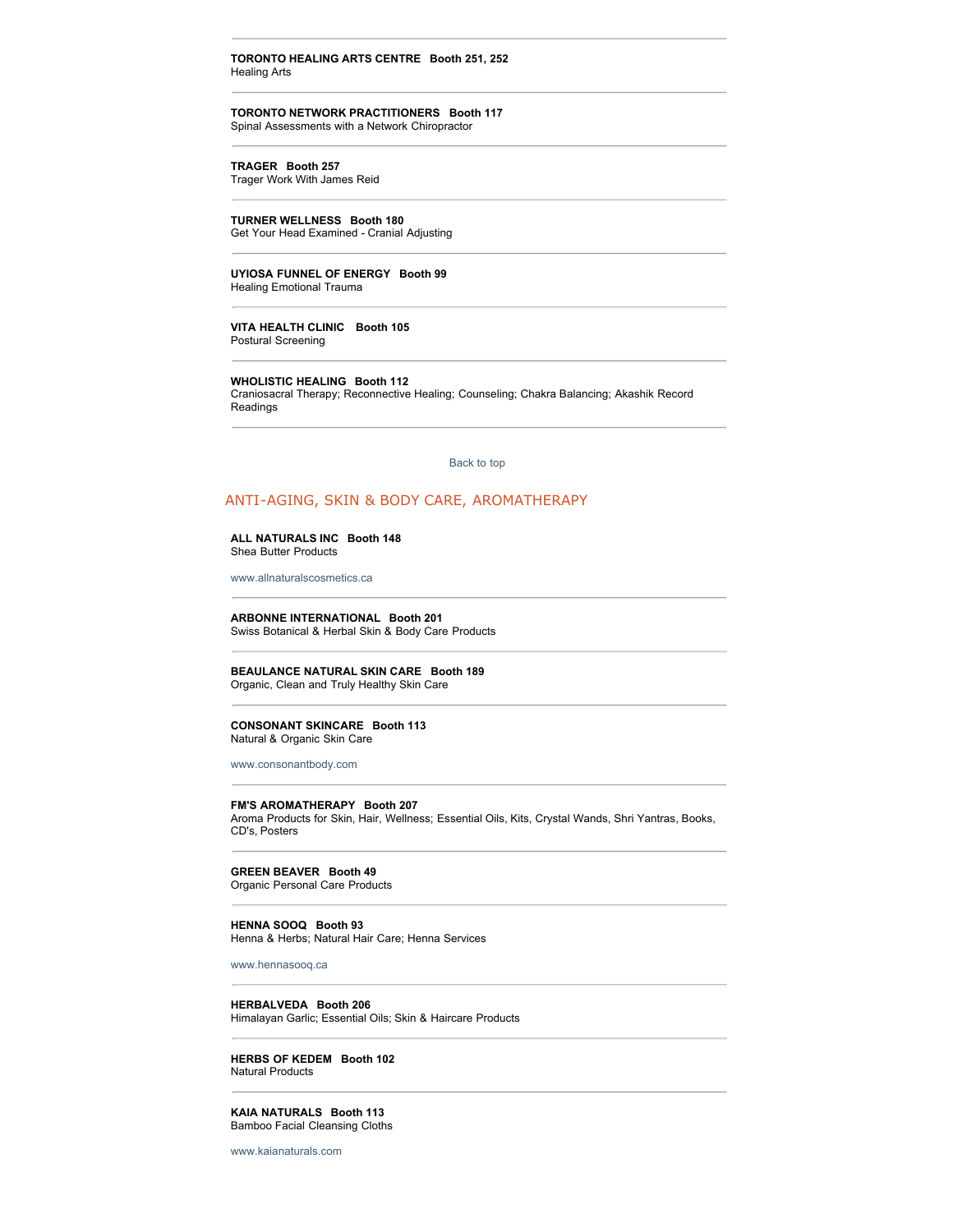**TORONTO HEALING ARTS CENTRE   Booth 251, 252**
Healing Arts

---

**TORONTO NETWORK PRACTITIONERS   Booth 117**
Spinal Assessments with a Network Chiropractor

---

**TRAGER   Booth 257**
Trager Work With James Reid

---

**TURNER WELLNESS   Booth 180**
Get Your Head Examined - Cranial Adjusting

---

**UYIOSA FUNNEL OF ENERGY   Booth 99**
Healing Emotional Trauma

---

**VITA HEALTH CLINIC   Booth 105**
Postural Screening

---

**WHOLISTIC HEALING   Booth 112**
Craniosacral Therapy; Reconnective Healing; Counseling; Chakra Balancing; Akashik Record Readings

---

Back to top

## ANTI-AGING, SKIN & BODY CARE, AROMATHERAPY

**ALL NATURALS INC   Booth 148**
Shea Butter Products

www.allnaturalscosmetics.ca

---

**ARBONNE INTERNATIONAL   Booth 201**
Swiss Botanical & Herbal Skin & Body Care Products

---

**BEAULANCE NATURAL SKIN CARE   Booth 189**
Organic, Clean and Truly Healthy Skin Care

---

**CONSONANT SKINCARE   Booth 113**
Natural & Organic Skin Care

www.consonantbody.com

---

**FM'S AROMATHERAPY   Booth 207**
Aroma Products for Skin, Hair, Wellness; Essential Oils, Kits, Crystal Wands, Shri Yantras, Books, CD's, Posters

---

**GREEN BEAVER   Booth 49**
Organic Personal Care Products

---

**HENNA SOOQ   Booth 93**
Henna & Herbs; Natural Hair Care; Henna Services

www.hennasooq.ca

---

**HERBALVEDA   Booth 206**
Himalayan Garlic; Essential Oils; Skin & Haircare Products

---

**HERBS OF KEDEM   Booth 102**
Natural Products

---

**KAIA NATURALS   Booth 113**
Bamboo Facial Cleansing Cloths

www.kaianaturals.com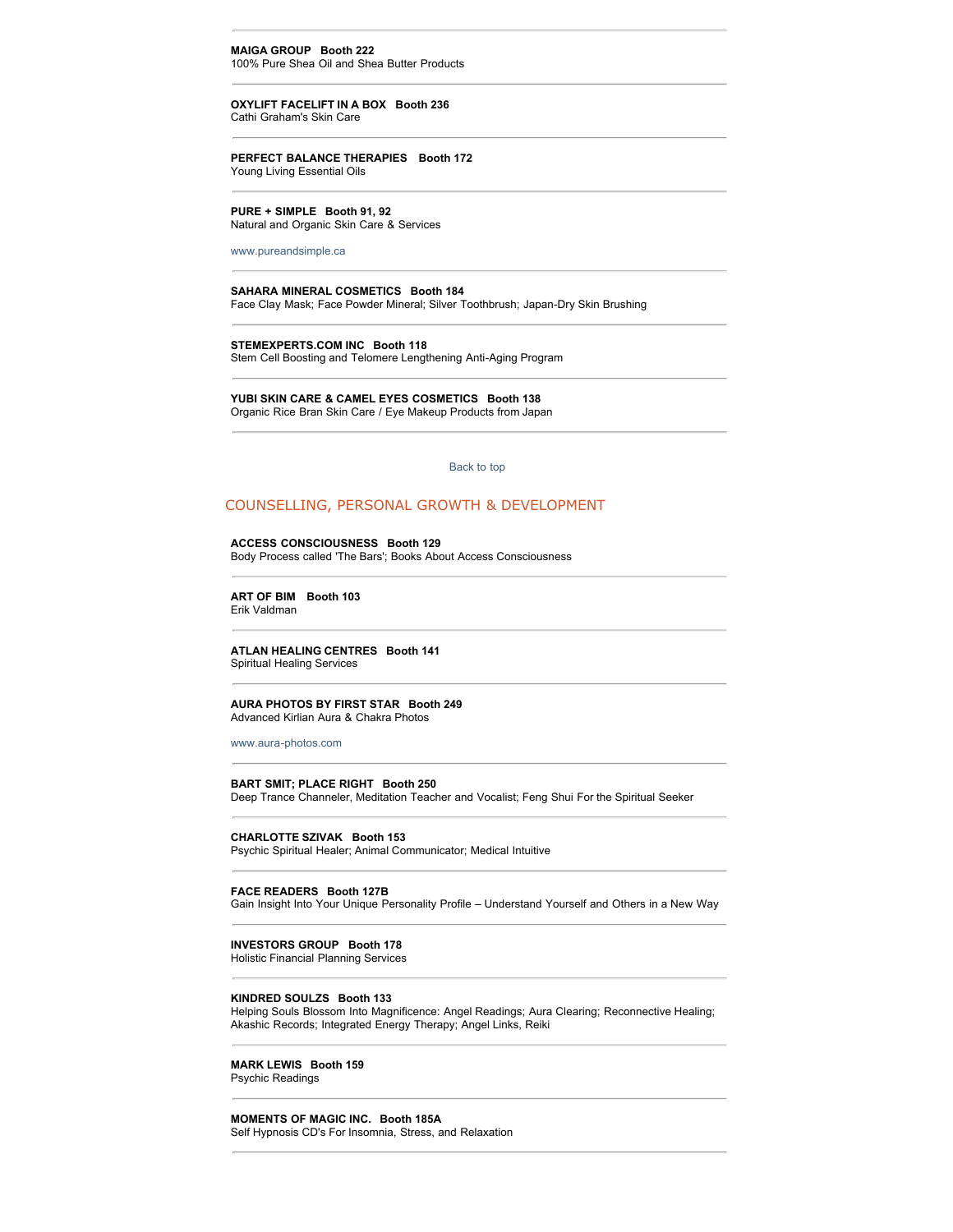---

**MAIGA GROUP   Booth 222**
100% Pure Shea Oil and Shea Butter Products

---

**OXYLIFT FACELIFT IN A BOX   Booth 236**
Cathi Graham's Skin Care

---

**PERFECT BALANCE THERAPIES   Booth 172**
Young Living Essential Oils

---

**PURE + SIMPLE   Booth 91, 92**
Natural and Organic Skin Care & Services

www.pureandsimple.ca

---

**SAHARA MINERAL COSMETICS   Booth 184**
Face Clay Mask; Face Powder Mineral; Silver Toothbrush; Japan-Dry Skin Brushing

---

**STEMEXPERTS.COM INC   Booth 118**
Stem Cell Boosting and Telomere Lengthening Anti-Aging Program

---

**YUBI SKIN CARE & CAMEL EYES COSMETICS   Booth 138**
Organic Rice Bran Skin Care / Eye Makeup Products from Japan

---

Back to top

## COUNSELLING, PERSONAL GROWTH & DEVELOPMENT

**ACCESS CONSCIOUSNESS   Booth 129**
Body Process called 'The Bars'; Books About Access Consciousness

---

**ART OF BIM   Booth 103**
Erik Valdman

---

**ATLAN HEALING CENTRES   Booth 141**
Spiritual Healing Services

---

**AURA PHOTOS BY FIRST STAR   Booth 249**
Advanced Kirlian Aura & Chakra Photos

www.aura-photos.com

---

**BART SMIT; PLACE RIGHT   Booth 250**
Deep Trance Channeler, Meditation Teacher and Vocalist; Feng Shui For the Spiritual Seeker

---

**CHARLOTTE SZIVAK   Booth 153**
Psychic Spiritual Healer; Animal Communicator; Medical Intuitive

---

**FACE READERS   Booth 127B**
Gain Insight Into Your Unique Personality Profile – Understand Yourself and Others in a New Way

---

**INVESTORS GROUP   Booth 178**
Holistic Financial Planning Services

---

**KINDRED SOULZS   Booth 133**
Helping Souls Blossom Into Magnificence: Angel Readings; Aura Clearing; Reconnective Healing; Akashic Records; Integrated Energy Therapy; Angel Links, Reiki

---

**MARK LEWIS   Booth 159**
Psychic Readings

---

**MOMENTS OF MAGIC INC.   Booth 185A**
Self Hypnosis CD's For Insomnia, Stress, and Relaxation

---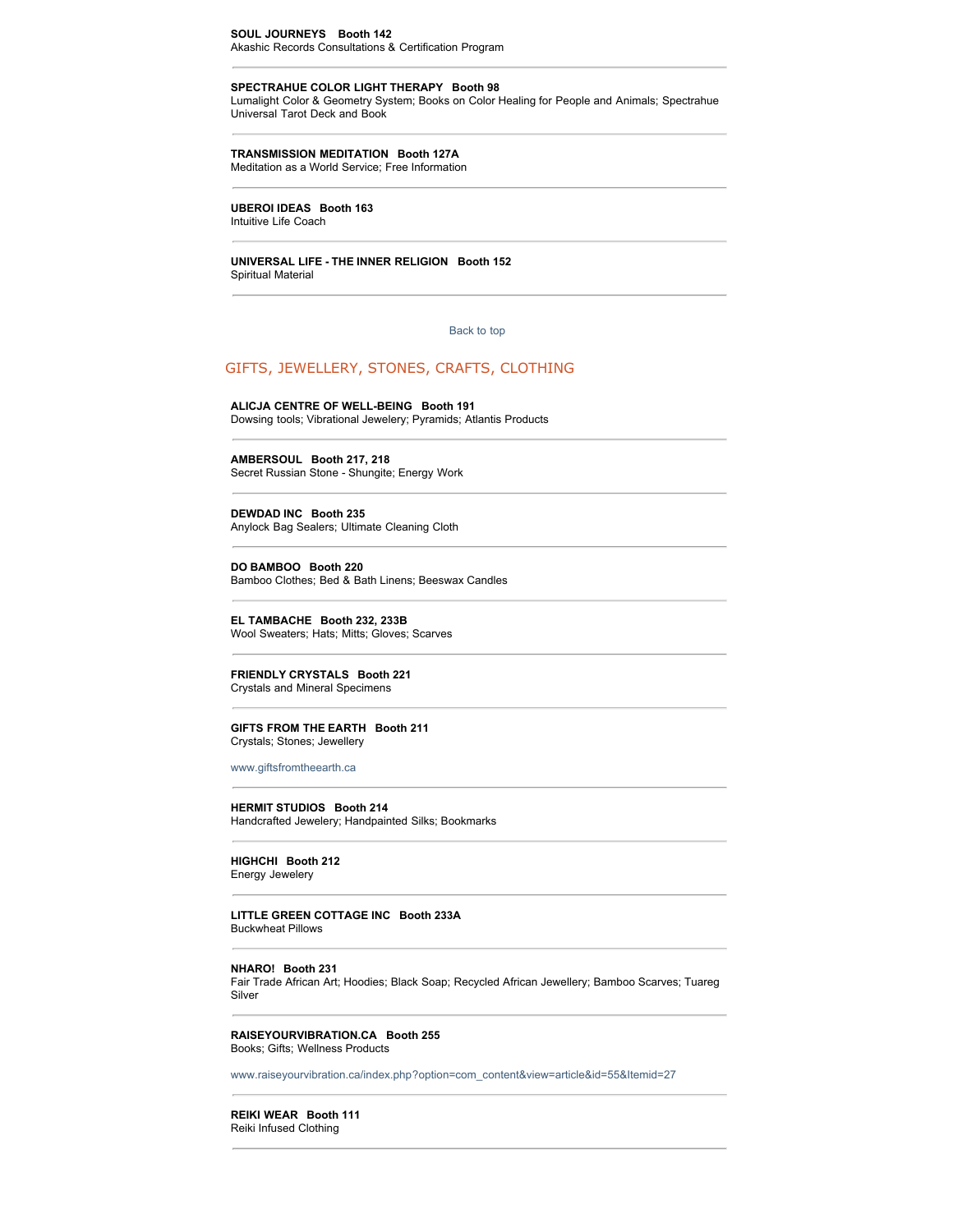**SOUL JOURNEYS   Booth 142**
Akashic Records Consultations & Certification Program

---

**SPECTRAHUE COLOR LIGHT THERAPY   Booth 98**
Lumalight Color & Geometry System; Books on Color Healing for People and Animals; Spectrahue Universal Tarot Deck and Book

---

**TRANSMISSION MEDITATION   Booth 127A**
Meditation as a World Service; Free Information

---

**UBEROI IDEAS   Booth 163**
Intuitive Life Coach

---

**UNIVERSAL LIFE - THE INNER RELIGION   Booth 152**
Spiritual Material

---

Back to top

## GIFTS, JEWELLERY, STONES, CRAFTS, CLOTHING

**ALICJA CENTRE OF WELL-BEING   Booth 191**
Dowsing tools; Vibrational Jewelery; Pyramids; Atlantis Products

---

**AMBERSOUL   Booth 217, 218**
Secret Russian Stone - Shungite; Energy Work

---

**DEWDAD INC   Booth 235**
Anylock Bag Sealers; Ultimate Cleaning Cloth

---

**DO BAMBOO   Booth 220**
Bamboo Clothes; Bed & Bath Linens; Beeswax Candles

---

**EL TAMBACHE   Booth 232, 233B**
Wool Sweaters; Hats; Mitts; Gloves; Scarves

---

**FRIENDLY CRYSTALS   Booth 221**
Crystals and Mineral Specimens

---

**GIFTS FROM THE EARTH   Booth 211**
Crystals; Stones; Jewellery

www.giftsfromtheearth.ca

---

**HERMIT STUDIOS   Booth 214**
Handcrafted Jewelery; Handpainted Silks; Bookmarks

---

**HIGHCHI   Booth 212**
Energy Jewelery

---

**LITTLE GREEN COTTAGE INC   Booth 233A**
Buckwheat Pillows

---

**NHARO!   Booth 231**
Fair Trade African Art; Hoodies; Black Soap; Recycled African Jewellery; Bamboo Scarves; Tuareg Silver

---

**RAISEYOURVIBRATION.CA   Booth 255**
Books; Gifts; Wellness Products

www.raiseyourvibration.ca/index.php?option=com_content&view=article&id=55&Itemid=27

---

**REIKI WEAR   Booth 111**
Reiki Infused Clothing

---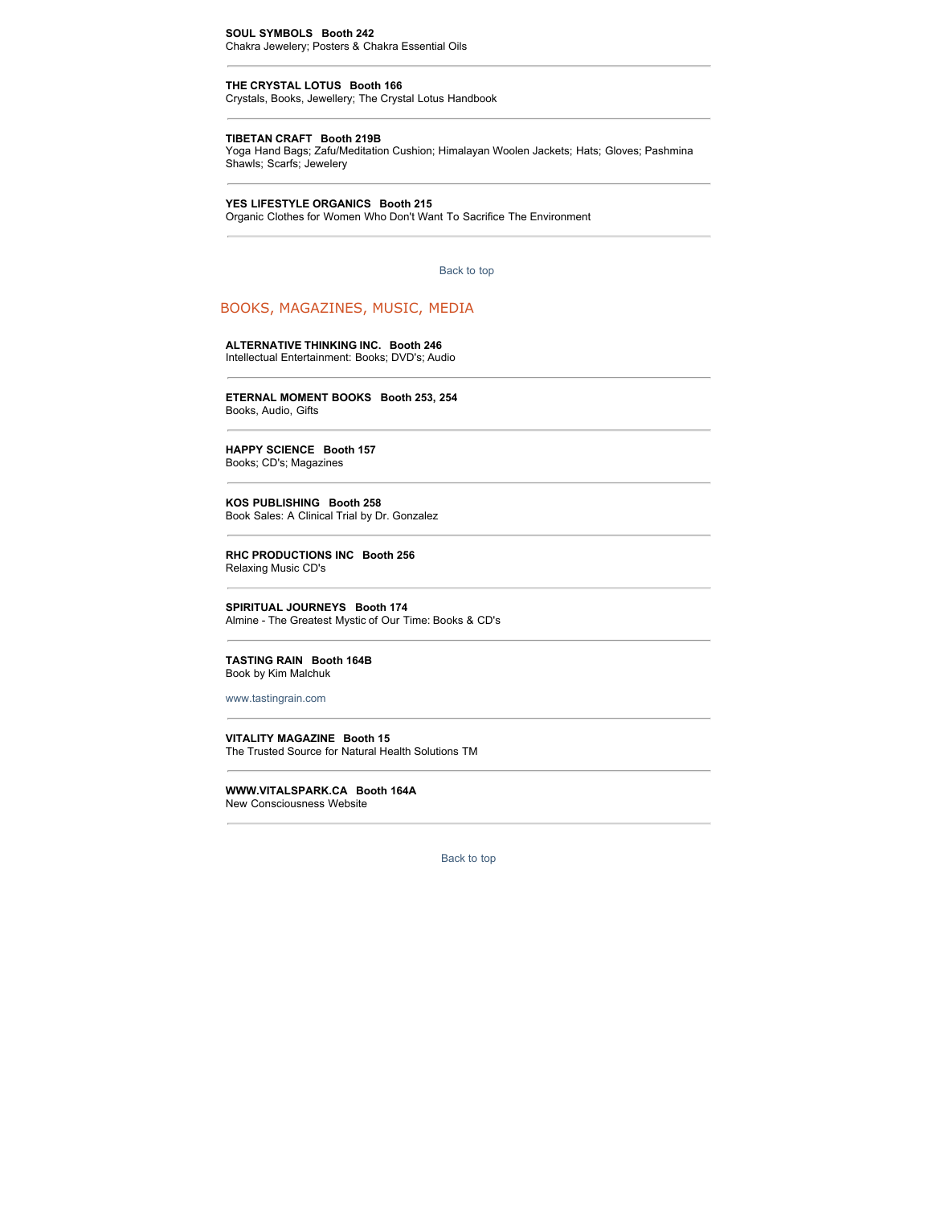**SOUL SYMBOLS Booth 242**
Chakra Jewelery; Posters & Chakra Essential Oils

---

**THE CRYSTAL LOTUS Booth 166**
Crystals, Books, Jewellery; The Crystal Lotus Handbook

---

**TIBETAN CRAFT Booth 219B**
Yoga Hand Bags; Zafu/Meditation Cushion; Himalayan Woolen Jackets; Hats; Gloves; Pashmina Shawls; Scarfs; Jewelery

---

**YES LIFESTYLE ORGANICS Booth 215**
Organic Clothes for Women Who Don't Want To Sacrifice The Environment

---

Back to top

## BOOKS, MAGAZINES, MUSIC, MEDIA

**ALTERNATIVE THINKING INC. Booth 246**
Intellectual Entertainment: Books; DVD's; Audio

---

**ETERNAL MOMENT BOOKS Booth 253, 254**
Books, Audio, Gifts

---

**HAPPY SCIENCE Booth 157**
Books; CD's; Magazines

---

**KOS PUBLISHING Booth 258**
Book Sales: A Clinical Trial by Dr. Gonzalez

---

**RHC PRODUCTIONS INC Booth 256**
Relaxing Music CD's

---

**SPIRITUAL JOURNEYS Booth 174**
Almine - The Greatest Mystic of Our Time: Books & CD's

---

**TASTING RAIN Booth 164B**
Book by Kim Malchuk

www.tastingrain.com

---

**VITALITY MAGAZINE Booth 15**
The Trusted Source for Natural Health Solutions TM

---

**WWW.VITALSPARK.CA Booth 164A**
New Consciousness Website

---

Back to top